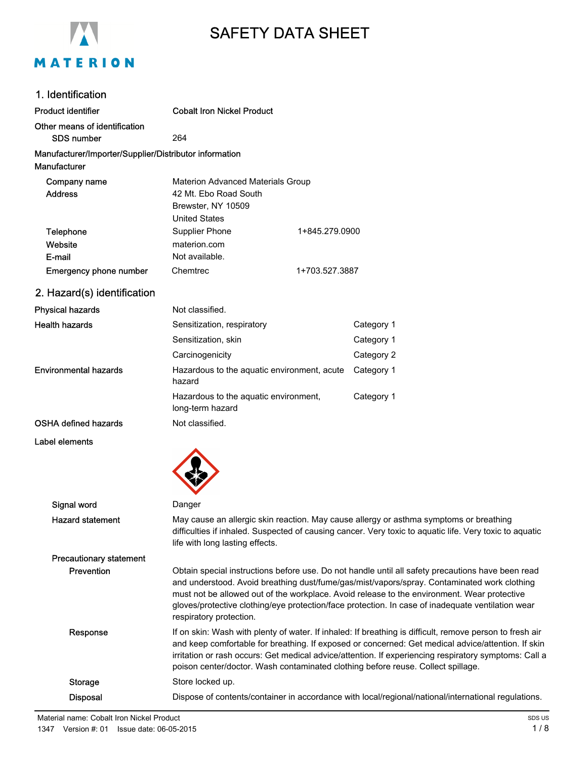# SAFETY DATA SHEET

## 1. Identification

| | | |
|---|---|---|
| **Product identifier** | **Cobalt Iron Nickel Product** | |
| **Other means of identification** | | |
| SDS number | 264 | |
| **Manufacturer/Importer/Supplier/Distributor information** | | |
| **Manufacturer** | | |
| Company name | Materion Advanced Materials Group | |
| Address | 42 Mt. Ebo Road South<br>Brewster, NY 10509<br>United States | |
| Telephone | Supplier Phone | 1+845.279.0900 |
| Website | materion.com | |
| E-mail | Not available. | |
| Emergency phone number | Chemtrec | 1+703.527.3887 |

## 2. Hazard(s) identification

| | | |
|---|---|---|
| **Physical hazards** | Not classified. | |
| **Health hazards** | Sensitization, respiratory | Category 1 |
| | Sensitization, skin | Category 1 |
| | Carcinogenicity | Category 2 |
| **Environmental hazards** | Hazardous to the aquatic environment, acute hazard | Category 1 |
| | Hazardous to the aquatic environment, long-term hazard | Category 1 |
| **OSHA defined hazards** | Not classified. | |

**Label elements**

**Signal word:** Danger

**Hazard statement:** May cause an allergic skin reaction. May cause allergy or asthma symptoms or breathing difficulties if inhaled. Suspected of causing cancer. Very toxic to aquatic life. Very toxic to aquatic life with long lasting effects.

**Precautionary statement**

**Prevention:** Obtain special instructions before use. Do not handle until all safety precautions have been read and understood. Avoid breathing dust/fume/gas/mist/vapors/spray. Contaminated work clothing must not be allowed out of the workplace. Avoid release to the environment. Wear protective gloves/protective clothing/eye protection/face protection. In case of inadequate ventilation wear respiratory protection.

**Response:** If on skin: Wash with plenty of water. If inhaled: If breathing is difficult, remove person to fresh air and keep comfortable for breathing. If exposed or concerned: Get medical advice/attention. If skin irritation or rash occurs: Get medical advice/attention. If experiencing respiratory symptoms: Call a poison center/doctor. Wash contaminated clothing before reuse. Collect spillage.

**Storage:** Store locked up.

**Disposal:** Dispose of contents/container in accordance with local/regional/national/international regulations.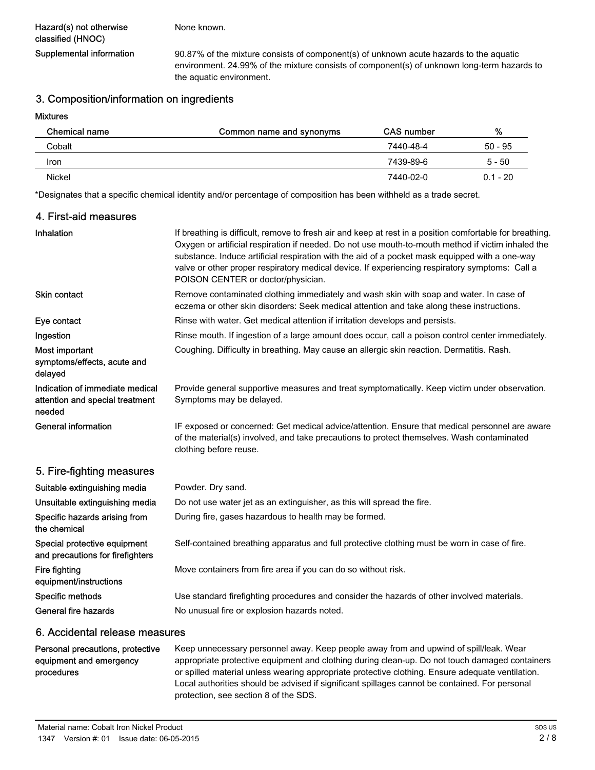**Hazard(s) not otherwise classified (HNOC)**

None known.

**Supplemental information**

90.87% of the mixture consists of component(s) of unknown acute hazards to the aquatic environment. 24.99% of the mixture consists of component(s) of unknown long-term hazards to the aquatic environment.

## 3. Composition/information on ingredients

**Mixtures**

| Chemical name | Common name and synonyms | CAS number | % |
|---|---|---|---|
| Cobalt | | 7440-48-4 | 50 - 95 |
| Iron | | 7439-89-6 | 5 - 50 |
| Nickel | | 7440-02-0 | 0.1 - 20 |

*Designates that a specific chemical identity and/or percentage of composition has been withheld as a trade secret.

## 4. First-aid measures

**Inhalation**

If breathing is difficult, remove to fresh air and keep at rest in a position comfortable for breathing. Oxygen or artificial respiration if needed. Do not use mouth-to-mouth method if victim inhaled the substance. Induce artificial respiration with the aid of a pocket mask equipped with a one-way valve or other proper respiratory medical device. If experiencing respiratory symptoms: Call a POISON CENTER or doctor/physician.

**Skin contact**

Remove contaminated clothing immediately and wash skin with soap and water. In case of eczema or other skin disorders: Seek medical attention and take along these instructions.

**Eye contact**

Rinse with water. Get medical attention if irritation develops and persists.

**Ingestion**

Rinse mouth. If ingestion of a large amount does occur, call a poison control center immediately.

**Most important symptoms/effects, acute and delayed**

Coughing. Difficulty in breathing. May cause an allergic skin reaction. Dermatitis. Rash.

**Indication of immediate medical attention and special treatment needed**

Provide general supportive measures and treat symptomatically. Keep victim under observation. Symptoms may be delayed.

**General information**

IF exposed or concerned: Get medical advice/attention. Ensure that medical personnel are aware of the material(s) involved, and take precautions to protect themselves. Wash contaminated clothing before reuse.

## 5. Fire-fighting measures

**Suitable extinguishing media**

Powder. Dry sand.

**Unsuitable extinguishing media**

Do not use water jet as an extinguisher, as this will spread the fire.

**Specific hazards arising from the chemical**

During fire, gases hazardous to health may be formed.

**Special protective equipment and precautions for firefighters**

Self-contained breathing apparatus and full protective clothing must be worn in case of fire.

**Fire fighting equipment/instructions**

Move containers from fire area if you can do so without risk.

**Specific methods**

Use standard firefighting procedures and consider the hazards of other involved materials.

**General fire hazards**

No unusual fire or explosion hazards noted.

## 6. Accidental release measures

**Personal precautions, protective equipment and emergency procedures**

Keep unnecessary personnel away. Keep people away from and upwind of spill/leak. Wear appropriate protective equipment and clothing during clean-up. Do not touch damaged containers or spilled material unless wearing appropriate protective clothing. Ensure adequate ventilation. Local authorities should be advised if significant spillages cannot be contained. For personal protection, see section 8 of the SDS.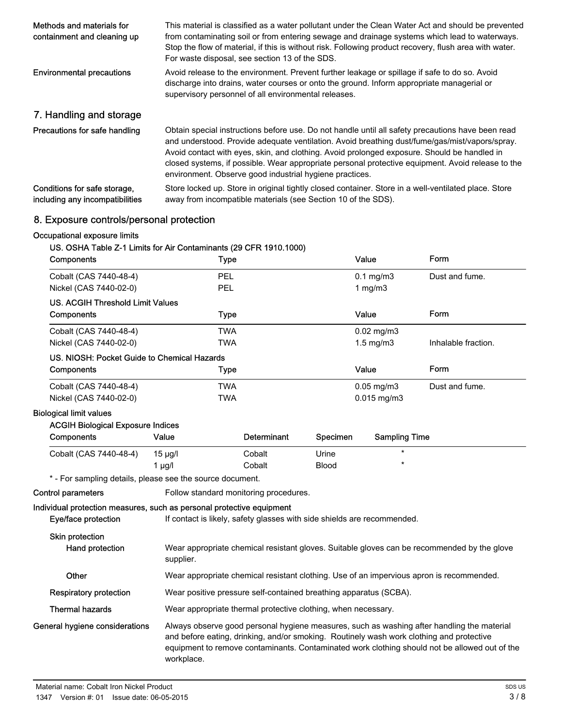**Methods and materials for containment and cleaning up**

This material is classified as a water pollutant under the Clean Water Act and should be prevented from contaminating soil or from entering sewage and drainage systems which lead to waterways. Stop the flow of material, if this is without risk. Following product recovery, flush area with water. For waste disposal, see section 13 of the SDS.

**Environmental precautions**

Avoid release to the environment. Prevent further leakage or spillage if safe to do so. Avoid discharge into drains, water courses or onto the ground. Inform appropriate managerial or supervisory personnel of all environmental releases.

## 7. Handling and storage

**Precautions for safe handling**

Obtain special instructions before use. Do not handle until all safety precautions have been read and understood. Provide adequate ventilation. Avoid breathing dust/fume/gas/mist/vapors/spray. Avoid contact with eyes, skin, and clothing. Avoid prolonged exposure. Should be handled in closed systems, if possible. Wear appropriate personal protective equipment. Avoid release to the environment. Observe good industrial hygiene practices.

**Conditions for safe storage, including any incompatibilities**

Store locked up. Store in original tightly closed container. Store in a well-ventilated place. Store away from incompatible materials (see Section 10 of the SDS).

## 8. Exposure controls/personal protection

**Occupational exposure limits**

**US. OSHA Table Z-1 Limits for Air Contaminants (29 CFR 1910.1000)**

| Components | Type | Value | Form |
|---|---|---|---|
| Cobalt (CAS 7440-48-4) | PEL | 0.1 mg/m3 | Dust and fume. |
| Nickel (CAS 7440-02-0) | PEL | 1 mg/m3 | |

**US. ACGIH Threshold Limit Values**

| Components | Type | Value | Form |
|---|---|---|---|
| Cobalt (CAS 7440-48-4) | TWA | 0.02 mg/m3 | |
| Nickel (CAS 7440-02-0) | TWA | 1.5 mg/m3 | Inhalable fraction. |

**US. NIOSH: Pocket Guide to Chemical Hazards**

| Components | Type | Value | Form |
|---|---|---|---|
| Cobalt (CAS 7440-48-4) | TWA | 0.05 mg/m3 | Dust and fume. |
| Nickel (CAS 7440-02-0) | TWA | 0.015 mg/m3 | |

**Biological limit values**

**ACGIH Biological Exposure Indices**

| Components | Value | Determinant | Specimen | Sampling Time |
|---|---|---|---|---|
| Cobalt (CAS 7440-48-4) | 15 µg/l | Cobalt | Urine | * |
| | 1 µg/l | Cobalt | Blood | * |

* - For sampling details, please see the source document.

**Control parameters**

Follow standard monitoring procedures.

**Individual protection measures, such as personal protective equipment**

**Eye/face protection**

If contact is likely, safety glasses with side shields are recommended.

**Skin protection**

**Hand protection**

Wear appropriate chemical resistant gloves. Suitable gloves can be recommended by the glove supplier.

**Other**

Wear appropriate chemical resistant clothing. Use of an impervious apron is recommended.

**Respiratory protection**

Wear positive pressure self-contained breathing apparatus (SCBA).

**Thermal hazards**

Wear appropriate thermal protective clothing, when necessary.

**General hygiene considerations**

Always observe good personal hygiene measures, such as washing after handling the material and before eating, drinking, and/or smoking. Routinely wash work clothing and protective equipment to remove contaminants. Contaminated work clothing should not be allowed out of the workplace.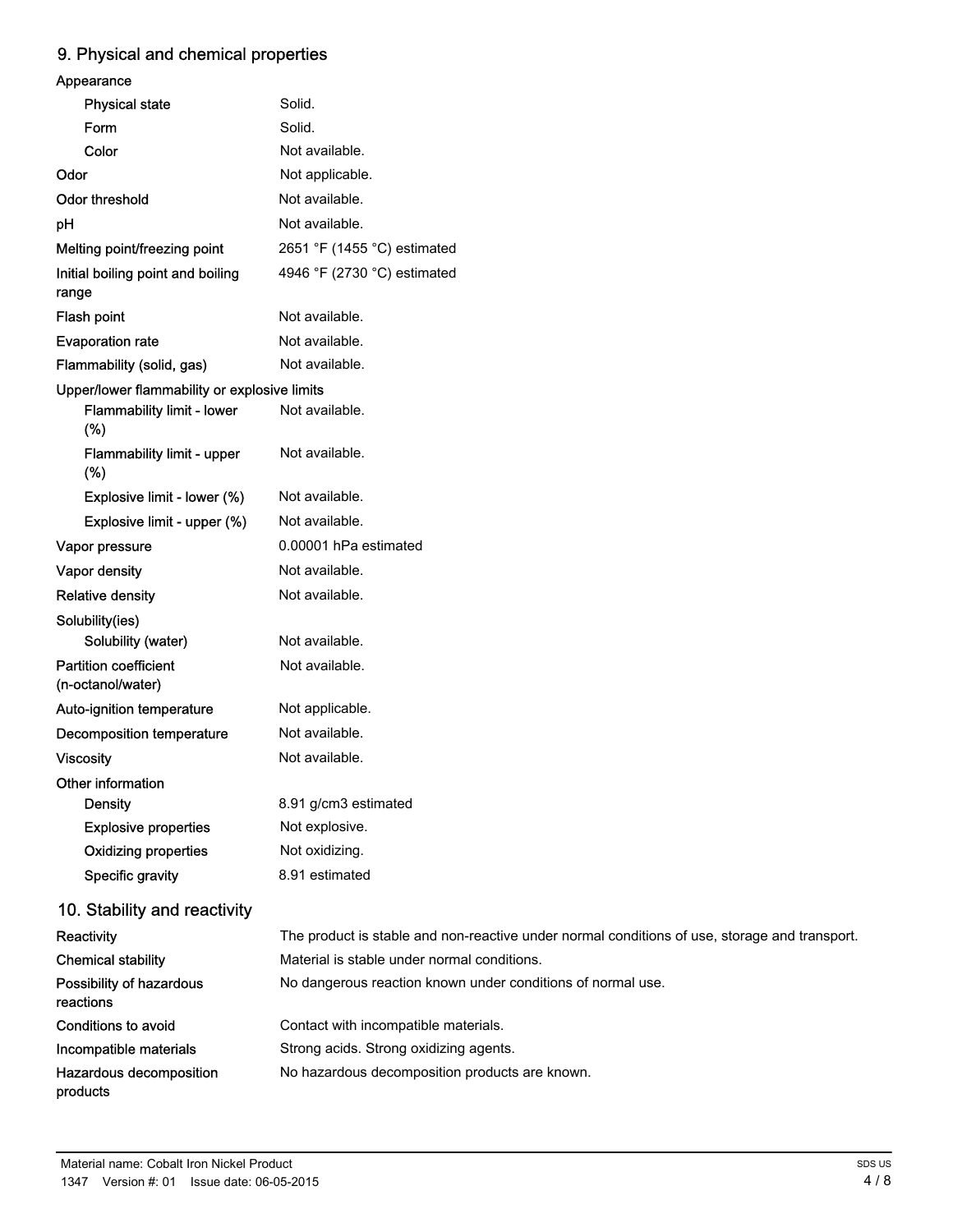## 9. Physical and chemical properties

**Appearance**

| | |
|---|---|
| Physical state | Solid. |
| Form | Solid. |
| Color | Not available. |
| **Odor** | Not applicable. |
| **Odor threshold** | Not available. |
| **pH** | Not available. |
| **Melting point/freezing point** | 2651 °F (1455 °C) estimated |
| **Initial boiling point and boiling range** | 4946 °F (2730 °C) estimated |
| **Flash point** | Not available. |
| **Evaporation rate** | Not available. |
| **Flammability (solid, gas)** | Not available. |

**Upper/lower flammability or explosive limits**

| | |
|---|---|
| Flammability limit - lower (%) | Not available. |
| Flammability limit - upper (%) | Not available. |
| Explosive limit - lower (%) | Not available. |
| Explosive limit - upper (%) | Not available. |
| **Vapor pressure** | 0.00001 hPa estimated |
| **Vapor density** | Not available. |
| **Relative density** | Not available. |

**Solubility(ies)**

| | |
|---|---|
| Solubility (water) | Not available. |
| **Partition coefficient (n-octanol/water)** | Not available. |
| **Auto-ignition temperature** | Not applicable. |
| **Decomposition temperature** | Not available. |
| **Viscosity** | Not available. |

**Other information**

| | |
|---|---|
| Density | 8.91 g/cm3 estimated |
| Explosive properties | Not explosive. |
| Oxidizing properties | Not oxidizing. |
| Specific gravity | 8.91 estimated |

## 10. Stability and reactivity

| | |
|---|---|
| **Reactivity** | The product is stable and non-reactive under normal conditions of use, storage and transport. |
| **Chemical stability** | Material is stable under normal conditions. |
| **Possibility of hazardous reactions** | No dangerous reaction known under conditions of normal use. |
| **Conditions to avoid** | Contact with incompatible materials. |
| **Incompatible materials** | Strong acids. Strong oxidizing agents. |
| **Hazardous decomposition products** | No hazardous decomposition products are known. |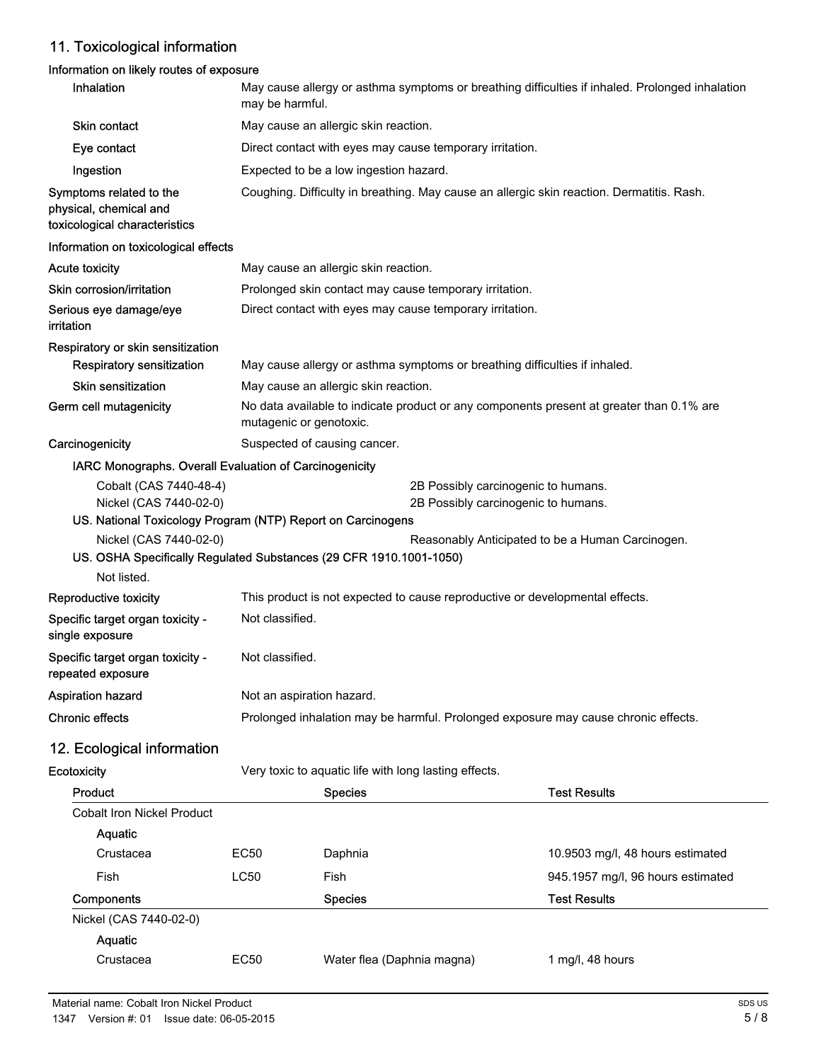## 11. Toxicological information

**Information on likely routes of exposure**

| | |
|---|---|
| **Inhalation** | May cause allergy or asthma symptoms or breathing difficulties if inhaled. Prolonged inhalation may be harmful. |
| **Skin contact** | May cause an allergic skin reaction. |
| **Eye contact** | Direct contact with eyes may cause temporary irritation. |
| **Ingestion** | Expected to be a low ingestion hazard. |
| **Symptoms related to the physical, chemical and toxicological characteristics** | Coughing. Difficulty in breathing. May cause an allergic skin reaction. Dermatitis. Rash. |

**Information on toxicological effects**

| | |
|---|---|
| **Acute toxicity** | May cause an allergic skin reaction. |
| **Skin corrosion/irritation** | Prolonged skin contact may cause temporary irritation. |
| **Serious eye damage/eye irritation** | Direct contact with eyes may cause temporary irritation. |

**Respiratory or skin sensitization**

| | |
|---|---|
| **Respiratory sensitization** | May cause allergy or asthma symptoms or breathing difficulties if inhaled. |
| **Skin sensitization** | May cause an allergic skin reaction. |
| **Germ cell mutagenicity** | No data available to indicate product or any components present at greater than 0.1% are mutagenic or genotoxic. |
| **Carcinogenicity** | Suspected of causing cancer. |

**IARC Monographs. Overall Evaluation of Carcinogenicity**

| | |
|---|---|
| Cobalt (CAS 7440-48-4) | 2B Possibly carcinogenic to humans. |
| Nickel (CAS 7440-02-0) | 2B Possibly carcinogenic to humans. |

**US. National Toxicology Program (NTP) Report on Carcinogens**

| | |
|---|---|
| Nickel (CAS 7440-02-0) | Reasonably Anticipated to be a Human Carcinogen. |

**US. OSHA Specifically Regulated Substances (29 CFR 1910.1001-1050)**

Not listed.

| | |
|---|---|
| **Reproductive toxicity** | This product is not expected to cause reproductive or developmental effects. |
| **Specific target organ toxicity - single exposure** | Not classified. |
| **Specific target organ toxicity - repeated exposure** | Not classified. |
| **Aspiration hazard** | Not an aspiration hazard. |
| **Chronic effects** | Prolonged inhalation may be harmful. Prolonged exposure may cause chronic effects. |

## 12. Ecological information

**Ecotoxicity** Very toxic to aquatic life with long lasting effects.

| Product | | Species | Test Results |
|---|---|---|---|
| Cobalt Iron Nickel Product | | | |
| Aquatic | | | |
| Crustacea | EC50 | Daphnia | 10.9503 mg/l, 48 hours estimated |
| Fish | LC50 | Fish | 945.1957 mg/l, 96 hours estimated |
| **Components** | | **Species** | **Test Results** |
| Nickel (CAS 7440-02-0) | | | |
| Aquatic | | | |
| Crustacea | EC50 | Water flea (Daphnia magna) | 1 mg/l, 48 hours |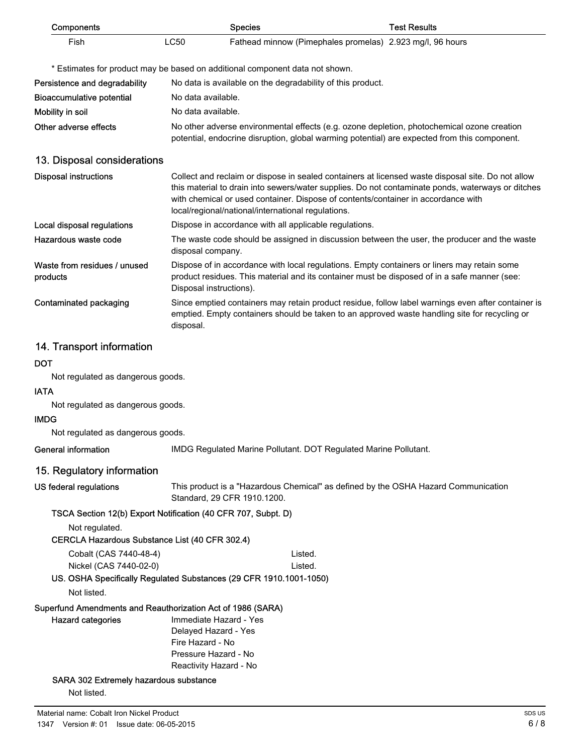| Components | | Species | Test Results |
|---|---|---|---|
| Fish | LC50 | Fathead minnow (Pimephales promelas) | 2.923 mg/l, 96 hours |

* Estimates for product may be based on additional component data not shown.

**Persistence and degradability** No data is available on the degradability of this product.

**Bioaccumulative potential** No data available.

**Mobility in soil** No data available.

**Other adverse effects** No other adverse environmental effects (e.g. ozone depletion, photochemical ozone creation potential, endocrine disruption, global warming potential) are expected from this component.

## 13. Disposal considerations

**Disposal instructions** Collect and reclaim or dispose in sealed containers at licensed waste disposal site. Do not allow this material to drain into sewers/water supplies. Do not contaminate ponds, waterways or ditches with chemical or used container. Dispose of contents/container in accordance with local/regional/national/international regulations.

**Local disposal regulations** Dispose in accordance with all applicable regulations.

**Hazardous waste code** The waste code should be assigned in discussion between the user, the producer and the waste disposal company.

**Waste from residues / unused products** Dispose of in accordance with local regulations. Empty containers or liners may retain some product residues. This material and its container must be disposed of in a safe manner (see: Disposal instructions).

**Contaminated packaging** Since emptied containers may retain product residue, follow label warnings even after container is emptied. Empty containers should be taken to an approved waste handling site for recycling or disposal.

## 14. Transport information

**DOT**

Not regulated as dangerous goods.

**IATA**

Not regulated as dangerous goods.

**IMDG**

Not regulated as dangerous goods.

**General information** IMDG Regulated Marine Pollutant. DOT Regulated Marine Pollutant.

## 15. Regulatory information

**US federal regulations** This product is a "Hazardous Chemical" as defined by the OSHA Hazard Communication Standard, 29 CFR 1910.1200.

**TSCA Section 12(b) Export Notification (40 CFR 707, Subpt. D)**

Not regulated.

**CERCLA Hazardous Substance List (40 CFR 302.4)**

| | |
|---|---|
| Cobalt (CAS 7440-48-4) | Listed. |
| Nickel (CAS 7440-02-0) | Listed. |

**US. OSHA Specifically Regulated Substances (29 CFR 1910.1001-1050)**

Not listed.

**Superfund Amendments and Reauthorization Act of 1986 (SARA)**

**Hazard categories**
Immediate Hazard - Yes
Delayed Hazard - Yes
Fire Hazard - No
Pressure Hazard - No
Reactivity Hazard - No

**SARA 302 Extremely hazardous substance**

Not listed.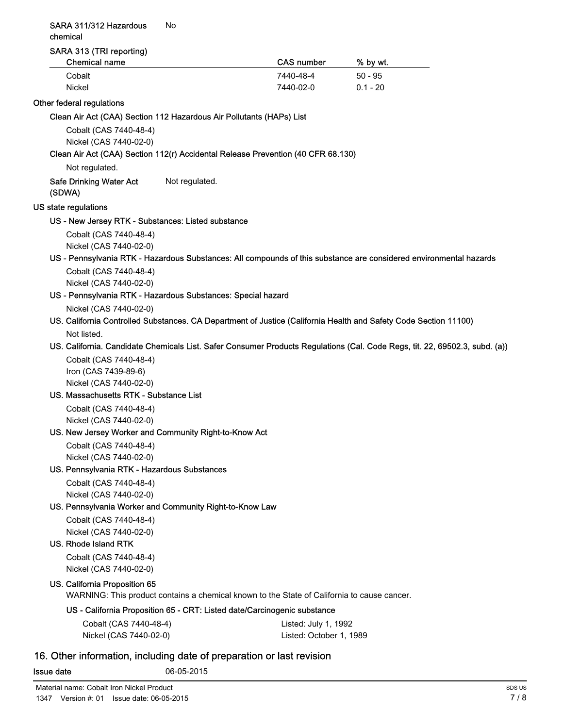**SARA 311/312 Hazardous chemical** No

**SARA 313 (TRI reporting)**

| Chemical name | CAS number | % by wt. |
| --- | --- | --- |
| Cobalt | 7440-48-4 | 50 - 95 |
| Nickel | 7440-02-0 | 0.1 - 20 |

**Other federal regulations**

**Clean Air Act (CAA) Section 112 Hazardous Air Pollutants (HAPs) List**

Cobalt (CAS 7440-48-4)
Nickel (CAS 7440-02-0)

**Clean Air Act (CAA) Section 112(r) Accidental Release Prevention (40 CFR 68.130)**

Not regulated.

**Safe Drinking Water Act (SDWA)** Not regulated.

**US state regulations**

**US - New Jersey RTK - Substances: Listed substance**

Cobalt (CAS 7440-48-4)
Nickel (CAS 7440-02-0)

**US - Pennsylvania RTK - Hazardous Substances: All compounds of this substance are considered environmental hazards**

Cobalt (CAS 7440-48-4)
Nickel (CAS 7440-02-0)

**US - Pennsylvania RTK - Hazardous Substances: Special hazard**

Nickel (CAS 7440-02-0)

**US. California Controlled Substances. CA Department of Justice (California Health and Safety Code Section 11100)**

Not listed.

**US. California. Candidate Chemicals List. Safer Consumer Products Regulations (Cal. Code Regs, tit. 22, 69502.3, subd. (a))**

Cobalt (CAS 7440-48-4)
Iron (CAS 7439-89-6)
Nickel (CAS 7440-02-0)

**US. Massachusetts RTK - Substance List**

Cobalt (CAS 7440-48-4)
Nickel (CAS 7440-02-0)

**US. New Jersey Worker and Community Right-to-Know Act**

Cobalt (CAS 7440-48-4)
Nickel (CAS 7440-02-0)

**US. Pennsylvania RTK - Hazardous Substances**

Cobalt (CAS 7440-48-4)
Nickel (CAS 7440-02-0)

**US. Pennsylvania Worker and Community Right-to-Know Law**

Cobalt (CAS 7440-48-4)
Nickel (CAS 7440-02-0)

**US. Rhode Island RTK**

Cobalt (CAS 7440-48-4)
Nickel (CAS 7440-02-0)

**US. California Proposition 65**

WARNING: This product contains a chemical known to the State of California to cause cancer.

**US - California Proposition 65 - CRT: Listed date/Carcinogenic substance**

| | |
| --- | --- |
| Cobalt (CAS 7440-48-4) | Listed: July 1, 1992 |
| Nickel (CAS 7440-02-0) | Listed: October 1, 1989 |

## 16. Other information, including date of preparation or last revision

**Issue date** 06-05-2015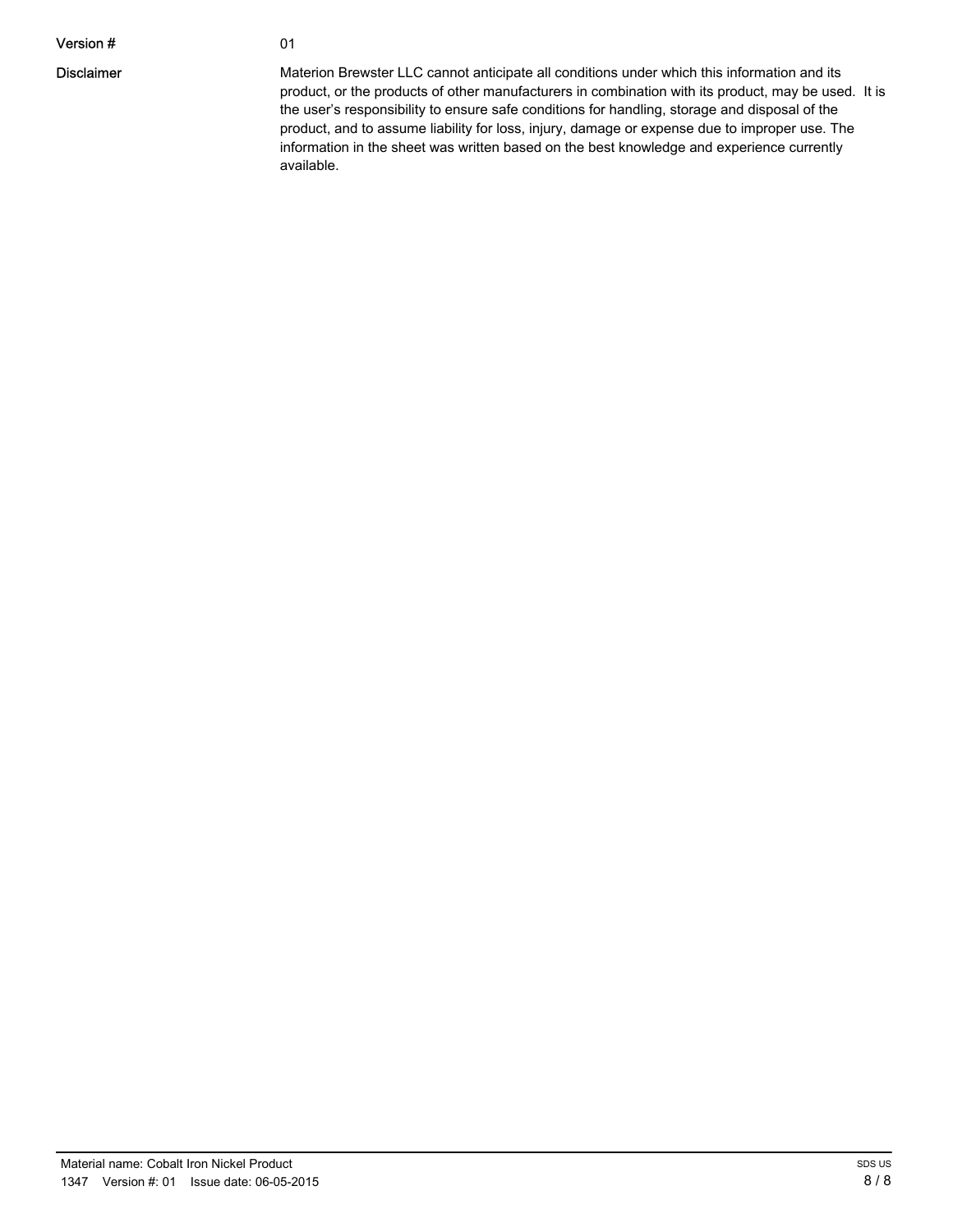**Version #**

01

**Disclaimer**

Materion Brewster LLC cannot anticipate all conditions under which this information and its product, or the products of other manufacturers in combination with its product, may be used. It is the user's responsibility to ensure safe conditions for handling, storage and disposal of the product, and to assume liability for loss, injury, damage or expense due to improper use. The information in the sheet was written based on the best knowledge and experience currently available.